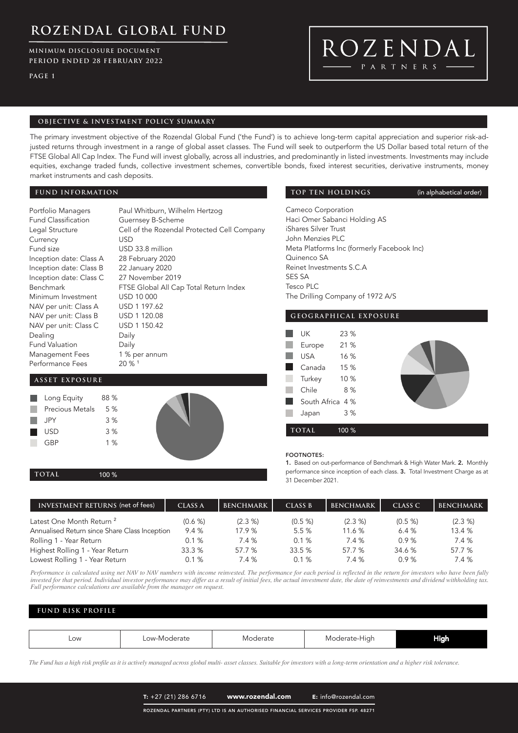# ROZENDAL GLOBAL FUND

**MINIMUM DISCLOSURE DOCUMENT**
**PERIOD ENDED 28 FEBRUARY 2022**

ROZENDAL PARTNERS

## OBJECTIVE & INVESTMENT POLICY SUMMARY

The primary investment objective of the Rozendal Global Fund ('the Fund') is to achieve long-term capital appreciation and superior risk-adjusted returns through investment in a range of global asset classes. The Fund will seek to outperform the US Dollar based total return of the FTSE Global All Cap Index. The Fund will invest globally, across all industries, and predominantly in listed investments. Investments may include equities, exchange traded funds, collective investment schemes, convertible bonds, fixed interest securities, derivative instruments, money market instruments and cash deposits.

## FUND INFORMATION

| | |
|---|---|
| Portfolio Managers | Paul Whitburn, Wilhelm Hertzog |
| Fund Classification | Guernsey B-Scheme |
| Legal Structure | Cell of the Rozendal Protected Cell Company |
| Currency | USD |
| Fund size | USD 33.8 million |
| Inception date: Class A | 28 February 2020 |
| Inception date: Class B | 22 January 2020 |
| Inception date: Class C | 27 November 2019 |
| Benchmark | FTSE Global All Cap Total Return Index |
| Minimum Investment | USD 10 000 |
| NAV per unit: Class A | USD 1 197.62 |
| NAV per unit: Class B | USD 1 120.08 |
| NAV per unit: Class C | USD 1 150.42 |
| Dealing | Daily |
| Fund Valuation | Daily |
| Management Fees | 1 % per annum |
| Performance Fees | 20 % [1] |

## ASSET EXPOSURE

| | |
|---|---|
| Long Equity | 88 % |
| Precious Metals | 5 % |
| JPY | 3 % |
| USD | 3 % |
| GBP | 1 % |
| **TOTAL** | 100 % |

## TOP TEN HOLDINGS (in alphabetical order)

- Cameco Corporation
- Haci Omer Sabanci Holding AS
- iShares Silver Trust
- John Menzies PLC
- Meta Platforms Inc (formerly Facebook Inc)
- Quinenco SA
- Reinet Investments S.C.A
- SES SA
- Tesco PLC
- The Drilling Company of 1972 A/S

## GEOGRAPHICAL EXPOSURE

| | |
|---|---|
| UK | 23 % |
| Europe | 21 % |
| USA | 16 % |
| Canada | 15 % |
| Turkey | 10 % |
| Chile | 8 % |
| South Africa | 4 % |
| Japan | 3 % |
| **TOTAL** | 100 % |

**FOOTNOTES:**

**1.** Based on out-performance of Benchmark & High Water Mark. **2.** Monthly performance since inception of each class. **3.** Total Investment Charge as at 31 December 2021.

| INVESTMENT RETURNS (net of fees) | CLASS A | BENCHMARK | CLASS B | BENCHMARK | CLASS C | BENCHMARK |
|---|---|---|---|---|---|---|
| Latest One Month Return [2] | (0.6 %) | (2.3 %) | (0.5 %) | (2.3 %) | (0.5 %) | (2.3 %) |
| Annualised Return since Share Class Inception | 9.4 % | 17.9 % | 5.5 % | 11.6 % | 6.4 % | 13.4 % |
| Rolling 1 - Year Return | 0.1 % | 7.4 % | 0.1 % | 7.4 % | 0.9 % | 7.4 % |
| Highest Rolling 1 - Year Return | 33.3 % | 57.7 % | 33.5 % | 57.7 % | 34.6 % | 57.7 % |
| Lowest Rolling 1 - Year Return | 0.1 % | 7.4 % | 0.1 % | 7.4 % | 0.9 % | 7.4 % |

*Performance is calculated using net NAV to NAV numbers with income reinvested. The performance for each period is reflected in the return for investors who have been fully invested for that period. Individual investor performance may differ as a result of initial fees, the actual investment date, the date of reinvestments and dividend withholding tax. Full performance calculations are available from the manager on request.*

## FUND RISK PROFILE

| Low | Low-Moderate | Moderate | Moderate-High | **High** |
|---|---|---|---|---|

*The Fund has a high risk profile as it is actively managed across global multi- asset classes. Suitable for investors with a long-term orientation and a higher risk tolerance.*

**T:** +27 (21) 286 6716 **www.rozendal.com** **E:** info@rozendal.com

ROZENDAL PARTNERS (PTY) LTD IS AN AUTHORISED FINANCIAL SERVICES PROVIDER FSP. 48271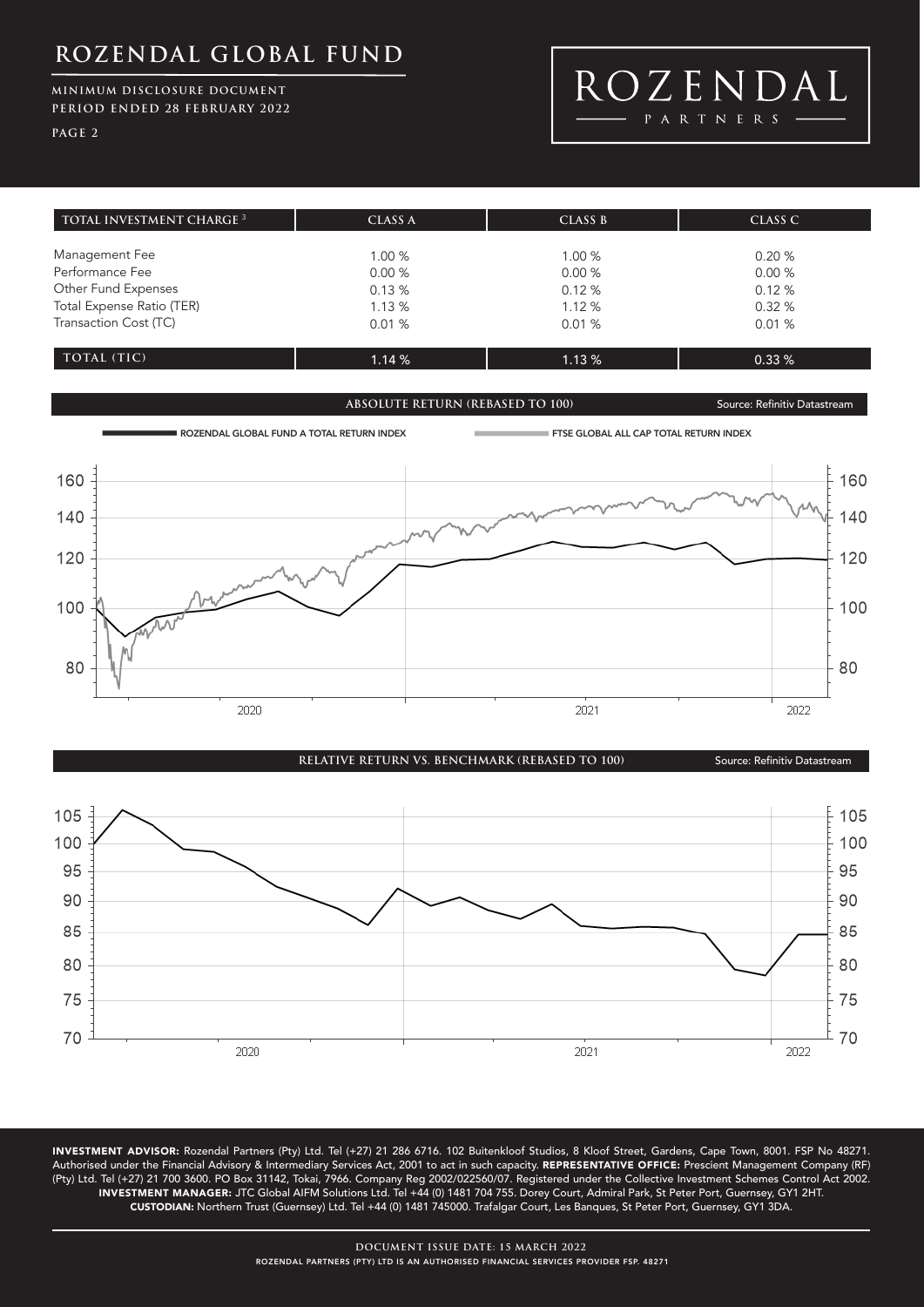| TOTAL INVESTMENT CHARGE [3] | CLASS A | CLASS B | CLASS C |
|---|---|---|---|
| Management Fee | 1.00 % | 1.00 % | 0.20 % |
| Performance Fee | 0.00 % | 0.00 % | 0.00 % |
| Other Fund Expenses | 0.13 % | 0.12 % | 0.12 % |
| Total Expense Ratio (TER) | 1.13 % | 1.12 % | 0.32 % |
| Transaction Cost (TC) | 0.01 % | 0.01 % | 0.01 % |
| TOTAL (TIC) | 1.14 % | 1.13 % | 0.33 % |

## ABSOLUTE RETURN (REBASED TO 100)

Source: Refinitiv Datastream

ROZENDAL GLOBAL FUND A TOTAL RETURN INDEX — FTSE GLOBAL ALL CAP TOTAL RETURN INDEX

## RELATIVE RETURN VS. BENCHMARK (REBASED TO 100)

Source: Refinitiv Datastream

**INVESTMENT ADVISOR:** Rozendal Partners (Pty) Ltd. Tel (+27) 21 286 6716. 102 Buitenkloof Studios, 8 Kloof Street, Gardens, Cape Town, 8001. FSP No 48271. Authorised under the Financial Advisory & Intermediary Services Act, 2001 to act in such capacity. **REPRESENTATIVE OFFICE:** Prescient Management Company (RF) (Pty) Ltd. Tel (+27) 21 700 3600. PO Box 31142, Tokai, 7966. Company Reg 2002/022560/07. Registered under the Collective Investment Schemes Control Act 2002. **INVESTMENT MANAGER:** JTC Global AIFM Solutions Ltd. Tel +44 (0) 1481 704 755. Dorey Court, Admiral Park, St Peter Port, Guernsey, GY1 2HT. **CUSTODIAN:** Northern Trust (Guernsey) Ltd. Tel +44 (0) 1481 745000. Trafalgar Court, Les Banques, St Peter Port, Guernsey, GY1 3DA.

DOCUMENT ISSUE DATE: 15 MARCH 2022

ROZENDAL PARTNERS (PTY) LTD IS AN AUTHORISED FINANCIAL SERVICES PROVIDER FSP. 48271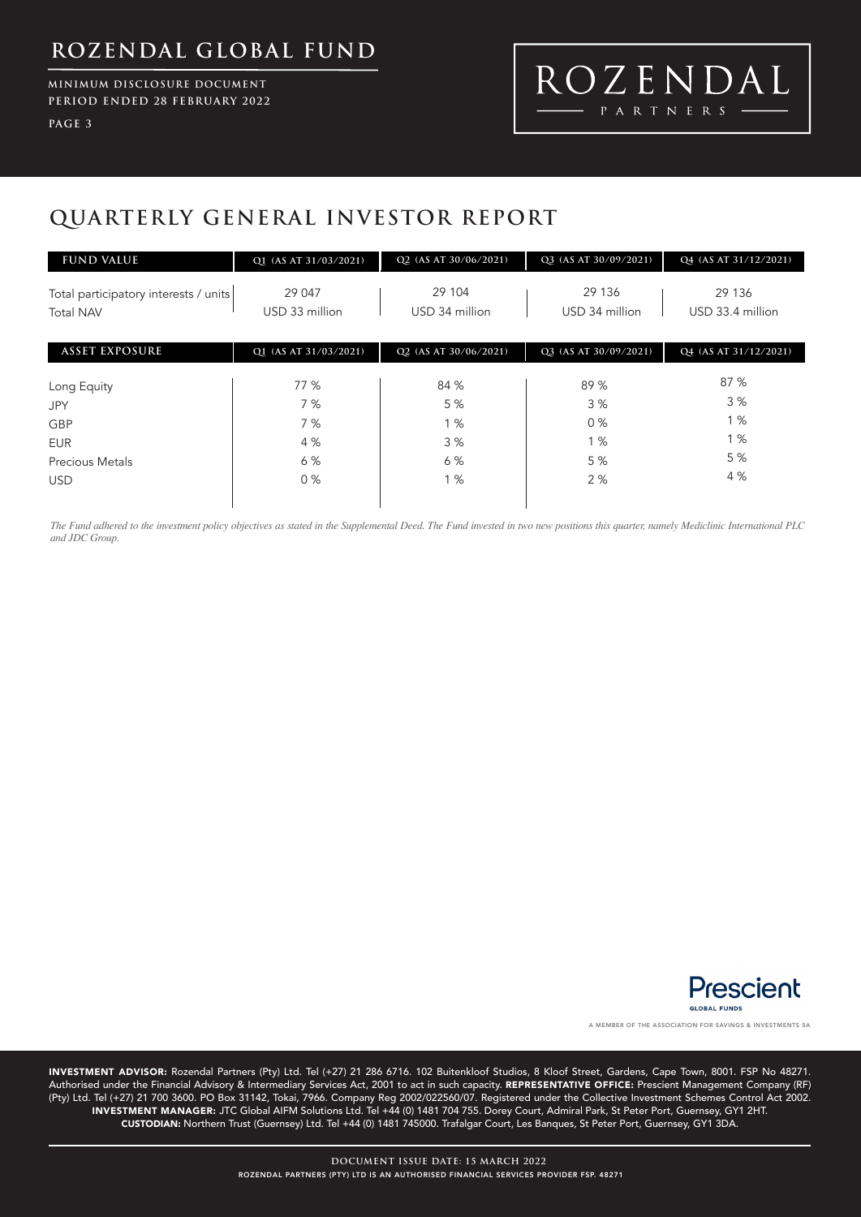## QUARTERLY GENERAL INVESTOR REPORT

| FUND VALUE | Q1 (AS AT 31/03/2021) | Q2 (AS AT 30/06/2021) | Q3 (AS AT 30/09/2021) | Q4 (AS AT 31/12/2021) |
|---|---|---|---|---|
| Total participatory interests / units | 29 047 | 29 104 | 29 136 | 29 136 |
| Total NAV | USD 33 million | USD 34 million | USD 34 million | USD 33.4 million |

| ASSET EXPOSURE | Q1 (AS AT 31/03/2021) | Q2 (AS AT 30/06/2021) | Q3 (AS AT 30/09/2021) | Q4 (AS AT 31/12/2021) |
|---|---|---|---|---|
| Long Equity | 77 % | 84 % | 89 % | 87 % |
| JPY | 7 % | 5 % | 3 % | 3 % |
| GBP | 7 % | 1 % | 0 % | 1 % |
| EUR | 4 % | 3 % | 1 % | 1 % |
| Precious Metals | 6 % | 6 % | 5 % | 5 % |
| USD | 0 % | 1 % | 2 % | 4 % |

*The Fund adhered to the investment policy objectives as stated in the Supplemental Deed. The Fund invested in two new positions this quarter, namely Mediclinic International PLC and JDC Group.*

A MEMBER OF THE ASSOCIATION FOR SAVINGS & INVESTMENTS SA

**INVESTMENT ADVISOR:** Rozendal Partners (Pty) Ltd. Tel (+27) 21 286 6716. 102 Buitenkloof Studios, 8 Kloof Street, Gardens, Cape Town, 8001. FSP No 48271. Authorised under the Financial Advisory & Intermediary Services Act, 2001 to act in such capacity. **REPRESENTATIVE OFFICE:** Prescient Management Company (RF) (Pty) Ltd. Tel (+27) 21 700 3600. PO Box 31142, Tokai, 7966. Company Reg 2002/022560/07. Registered under the Collective Investment Schemes Control Act 2002. **INVESTMENT MANAGER:** JTC Global AIFM Solutions Ltd. Tel +44 (0) 1481 704 755. Dorey Court, Admiral Park, St Peter Port, Guernsey, GY1 2HT. **CUSTODIAN:** Northern Trust (Guernsey) Ltd. Tel +44 (0) 1481 745000. Trafalgar Court, Les Banques, St Peter Port, Guernsey, GY1 3DA.

DOCUMENT ISSUE DATE: 15 MARCH 2022

ROZENDAL PARTNERS (PTY) LTD IS AN AUTHORISED FINANCIAL SERVICES PROVIDER FSP. 48271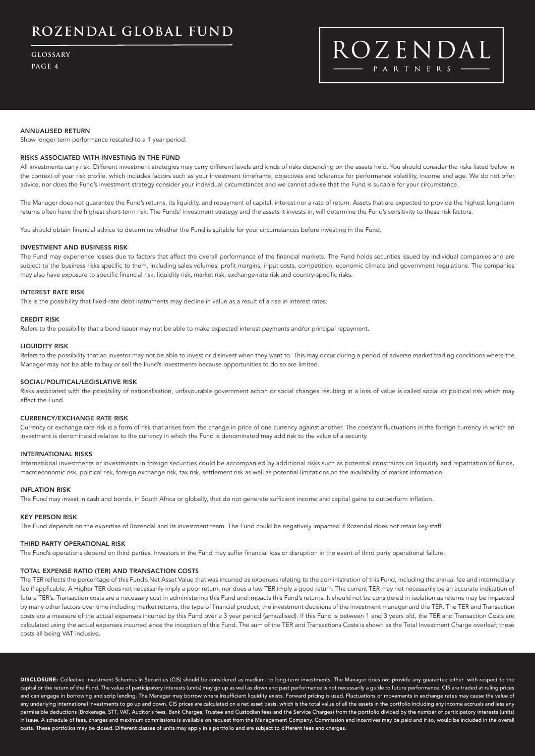# ROZENDAL GLOBAL FUND

**GLOSSARY**

ROZENDAL PARTNERS

### ANNUALISED RETURN

Show longer term performance rescaled to a 1 year period.

### RISKS ASSOCIATED WITH INVESTING IN THE FUND

All investments carry risk. Different investment strategies may carry different levels and kinds of risks depending on the assets held. You should consider the risks listed below in the context of your risk profile, which includes factors such as your investment timeframe, objectives and tolerance for performance volatility, income and age. We do not offer advice, nor does the Fund's investment strategy consider your individual circumstances and we cannot advise that the Fund is suitable for your circumstance.

The Manager does not guarantee the Fund's returns, its liquidity, and repayment of capital, interest nor a rate of return. Assets that are expected to provide the highest long-term returns often have the highest short-term risk. The Funds' investment strategy and the assets it invests in, will determine the Fund's sensitivity to these risk factors.

You should obtain financial advice to determine whether the Fund is suitable for your circumstances before investing in the Fund.

### INVESTMENT AND BUSINESS RISK

The Fund may experience losses due to factors that affect the overall performance of the financial markets. The Fund holds securities issued by individual companies and are subject to the business risks specific to them, including sales volumes, profit margins, input costs, competition, economic climate and government regulations. The companies may also have exposure to specific financial risk, liquidity risk, market risk, exchange-rate risk and country-specific risks.

### INTEREST RATE RISK

This is the possibility that fixed-rate debt instruments may decline in value as a result of a rise in interest rates.

### CREDIT RISK

Refers to the possibility that a bond issuer may not be able to make expected interest payments and/or principal repayment.

### LIQUIDITY RISK

Refers to the possibility that an investor may not be able to invest or disinvest when they want to. This may occur during a period of adverse market trading conditions where the Manager may not be able to buy or sell the Fund's investments because opportunities to do so are limited.

### SOCIAL/POLITICAL/LEGISLATIVE RISK

Risks associated with the possibility of nationalisation, unfavourable government action or social changes resulting in a loss of value is called social or political risk which may affect the Fund.

### CURRENCY/EXCHANGE RATE RISK

Currency or exchange rate risk is a form of risk that arises from the change in price of one currency against another. The constant fluctuations in the foreign currency in which an investment is denominated relative to the currency in which the Fund is denominated may add risk to the value of a security.

### INTERNATIONAL RISKS

International investments or investments in foreign securities could be accompanied by additional risks such as potential constraints on liquidity and repatriation of funds, macroeconomic risk, political risk, foreign exchange risk, tax risk, settlement risk as well as potential limitations on the availability of market information.

### INFLATION RISK

The Fund may invest in cash and bonds, in South Africa or globally, that do not generate sufficient income and capital gains to outperform inflation.

### KEY PERSON RISK

The Fund depends on the expertise of Rozendal and its investment team. The Fund could be negatively impacted if Rozendal does not retain key staff.

### THIRD PARTY OPERATIONAL RISK

The Fund's operations depend on third parties. Investors in the Fund may suffer financial loss or disruption in the event of third party operational failure.

### TOTAL EXPENSE RATIO (TER) AND TRANSACTION COSTS

The TER reflects the percentage of this Fund's Net Asset Value that was incurred as expenses relating to the administration of this Fund, including the annual fee and intermediary fee if applicable. A Higher TER does not necessarily imply a poor return, nor does a low TER imply a good return. The current TER may not necessarily be an accurate indication of future TER's. Transaction costs are a necessary cost in administering this Fund and impacts this Fund's returns. It should not be considered in isolation as returns may be impacted by many other factors over time including market returns, the type of financial product, the investment decisions of the investment manager and the TER. The TER and Transaction costs are a measure of the actual expenses incurred by this Fund over a 3 year period (annualised). If this Fund is between 1 and 3 years old, the TER and Transaction Costs are calculated using the actual expenses incurred since the inception of this Fund. The sum of the TER and Transactions Costs is shown as the Total Investment Charge overleaf; these costs all being VAT inclusive.

**DISCLOSURE:** Collective Investment Schemes in Securities (CIS) should be considered as medium- to long-term investments. The Manager does not provide any guarantee either with respect to the capital or the return of the Fund. The value of participatory interests (units) may go up as well as down and past performance is not necessarily a guide to future performance. CIS are traded at ruling prices and can engage in borrowing and scrip lending. The Manager may borrow where insufficient liquidity exists. Forward pricing is used. Fluctuations or movements in exchange rates may cause the value of any underlying international investments to go up and down. CIS prices are calculated on a net asset basis, which is the total value of all the assets in the portfolio including any income accruals and less any permissible deductions (Brokerage, STT, VAT, Auditor's fees, Bank Charges, Trustee and Custodian fees and the Service Charges) from the portfolio divided by the number of participatory interests (units) in issue. A schedule of fees, charges and maximum commissions is available on request from the Management Company. Commission and incentives may be paid and if so, would be included in the overall costs. These portfolios may be closed. Different classes of units may apply in a portfolio and are subject to different fees and charges.